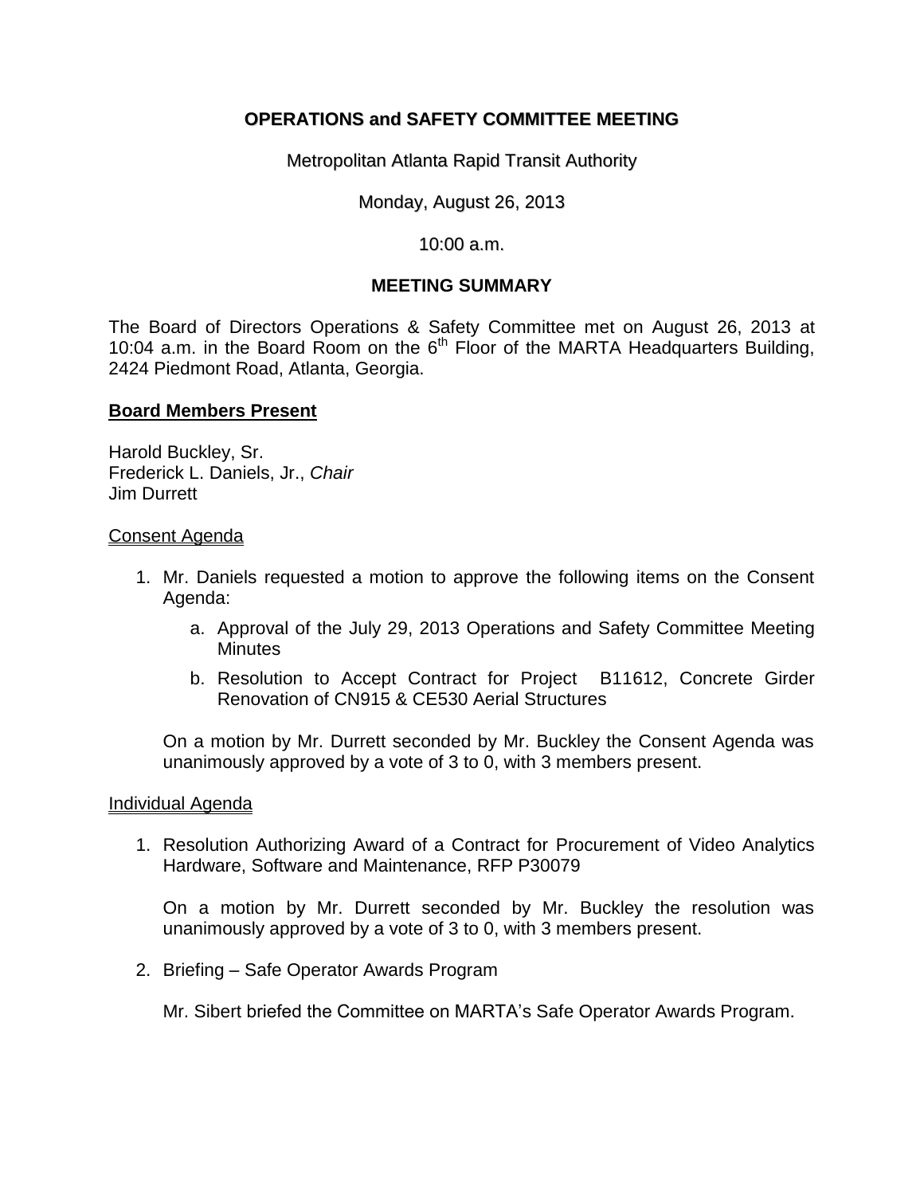# OPERATIONS and SAFETY COMMITTEE MEETING

Metropolitan Atlanta Rapid Transit Authority

Monday, August 26, 2013

10:00 a.m.

## MEETING SUMMARY

The Board of Directors Operations & Safety Committee met on August 26, 2013 at 10:04 a.m. in the Board Room on the 6th Floor of the MARTA Headquarters Building, 2424 Piedmont Road, Atlanta, Georgia.

### Board Members Present

Harold Buckley, Sr.
Frederick L. Daniels, Jr., *Chair*
Jim Durrett

#### Consent Agenda

1. Mr. Daniels requested a motion to approve the following items on the Consent Agenda:

   a. Approval of the July 29, 2013 Operations and Safety Committee Meeting Minutes

   b. Resolution to Accept Contract for Project B11612, Concrete Girder Renovation of CN915 & CE530 Aerial Structures

   On a motion by Mr. Durrett seconded by Mr. Buckley the Consent Agenda was unanimously approved by a vote of 3 to 0, with 3 members present.

#### Individual Agenda

1. Resolution Authorizing Award of a Contract for Procurement of Video Analytics Hardware, Software and Maintenance, RFP P30079

   On a motion by Mr. Durrett seconded by Mr. Buckley the resolution was unanimously approved by a vote of 3 to 0, with 3 members present.

2. Briefing – Safe Operator Awards Program

   Mr. Sibert briefed the Committee on MARTA's Safe Operator Awards Program.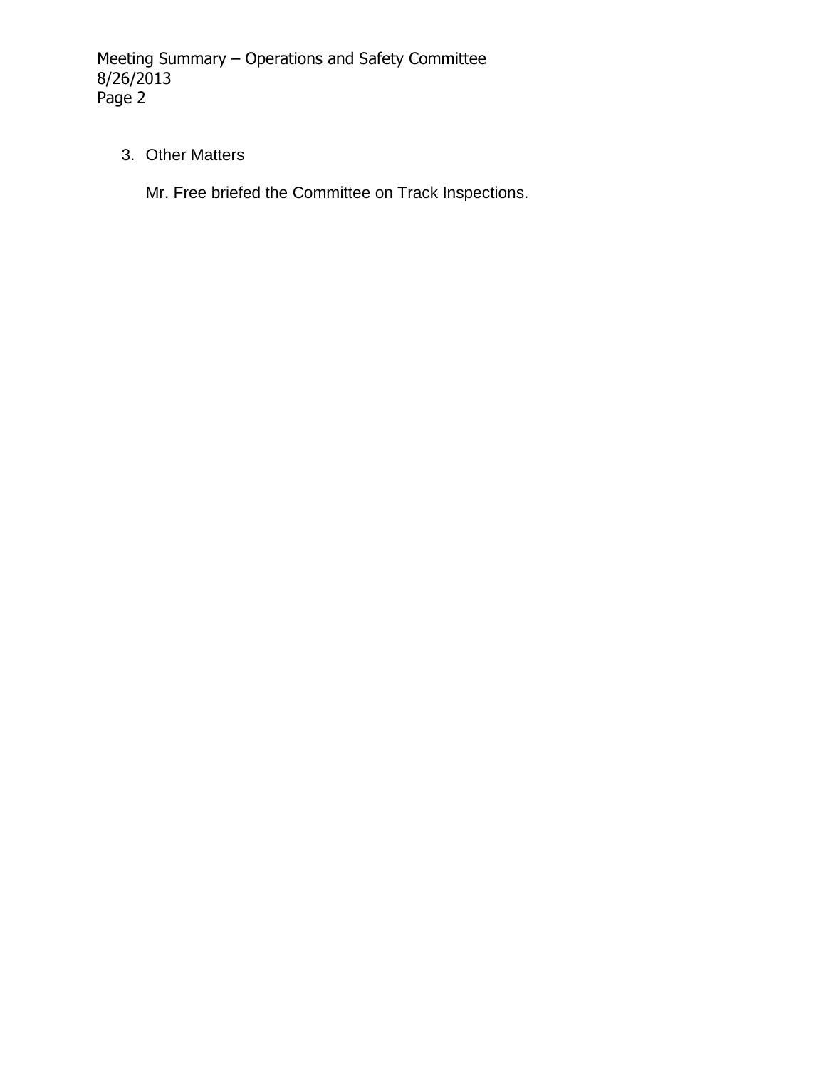3. Other Matters

   Mr. Free briefed the Committee on Track Inspections.